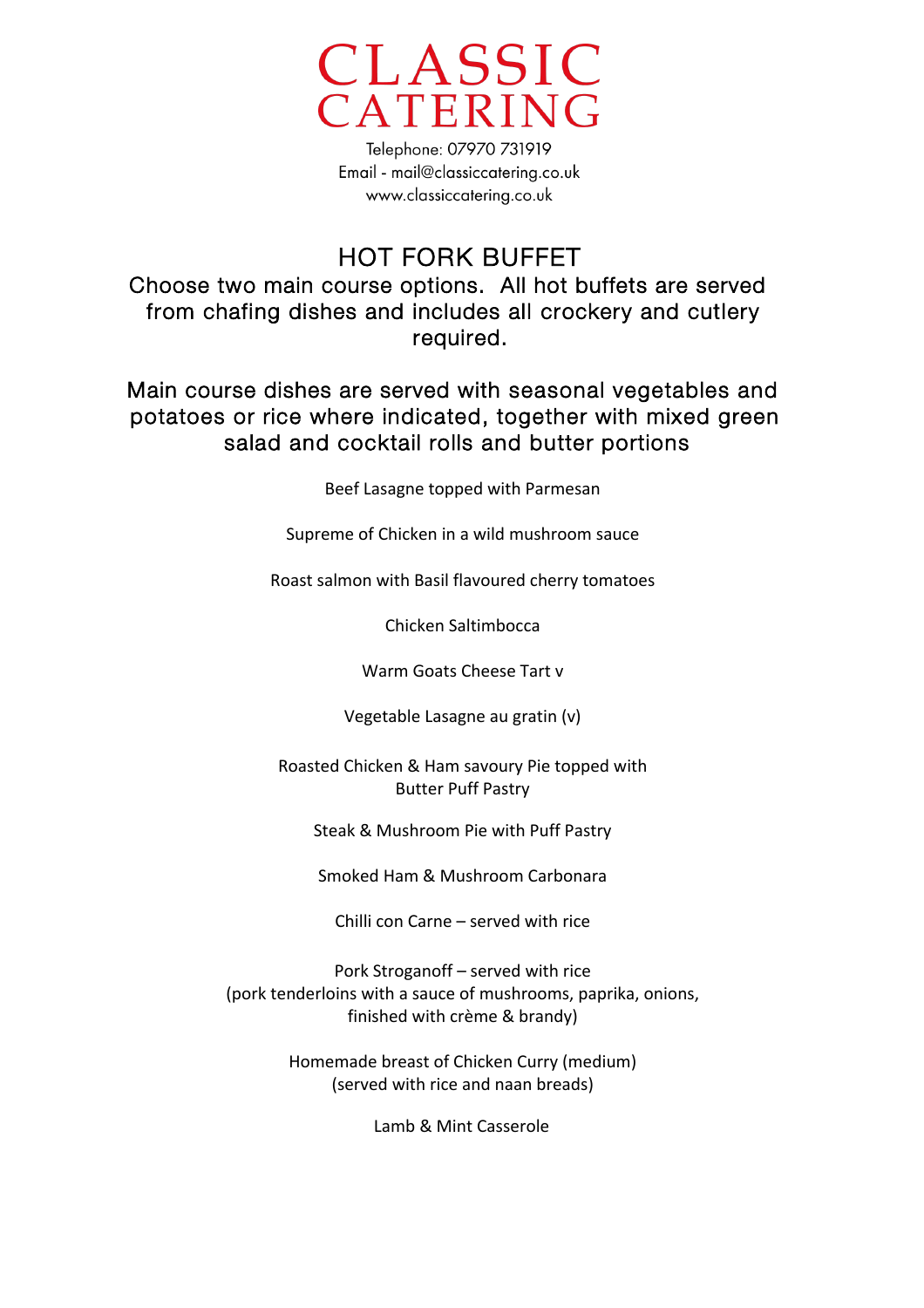# CLASSIC CATERING

Telephone: 07970 731919
Email - mail@classiccatering.co.uk
www.classiccatering.co.uk

## HOT FORK BUFFET

Choose two main course options. All hot buffets are served from chafing dishes and includes all crockery and cutlery required.

Main course dishes are served with seasonal vegetables and potatoes or rice where indicated, together with mixed green salad and cocktail rolls and butter portions

Beef Lasagne topped with Parmesan

Supreme of Chicken in a wild mushroom sauce

Roast salmon with Basil flavoured cherry tomatoes

Chicken Saltimbocca

Warm Goats Cheese Tart v

Vegetable Lasagne au gratin (v)

Roasted Chicken & Ham savoury Pie topped with Butter Puff Pastry

Steak & Mushroom Pie with Puff Pastry

Smoked Ham & Mushroom Carbonara

Chilli con Carne – served with rice

Pork Stroganoff – served with rice
(pork tenderloins with a sauce of mushrooms, paprika, onions, finished with crème & brandy)

Homemade breast of Chicken Curry (medium)
(served with rice and naan breads)

Lamb & Mint Casserole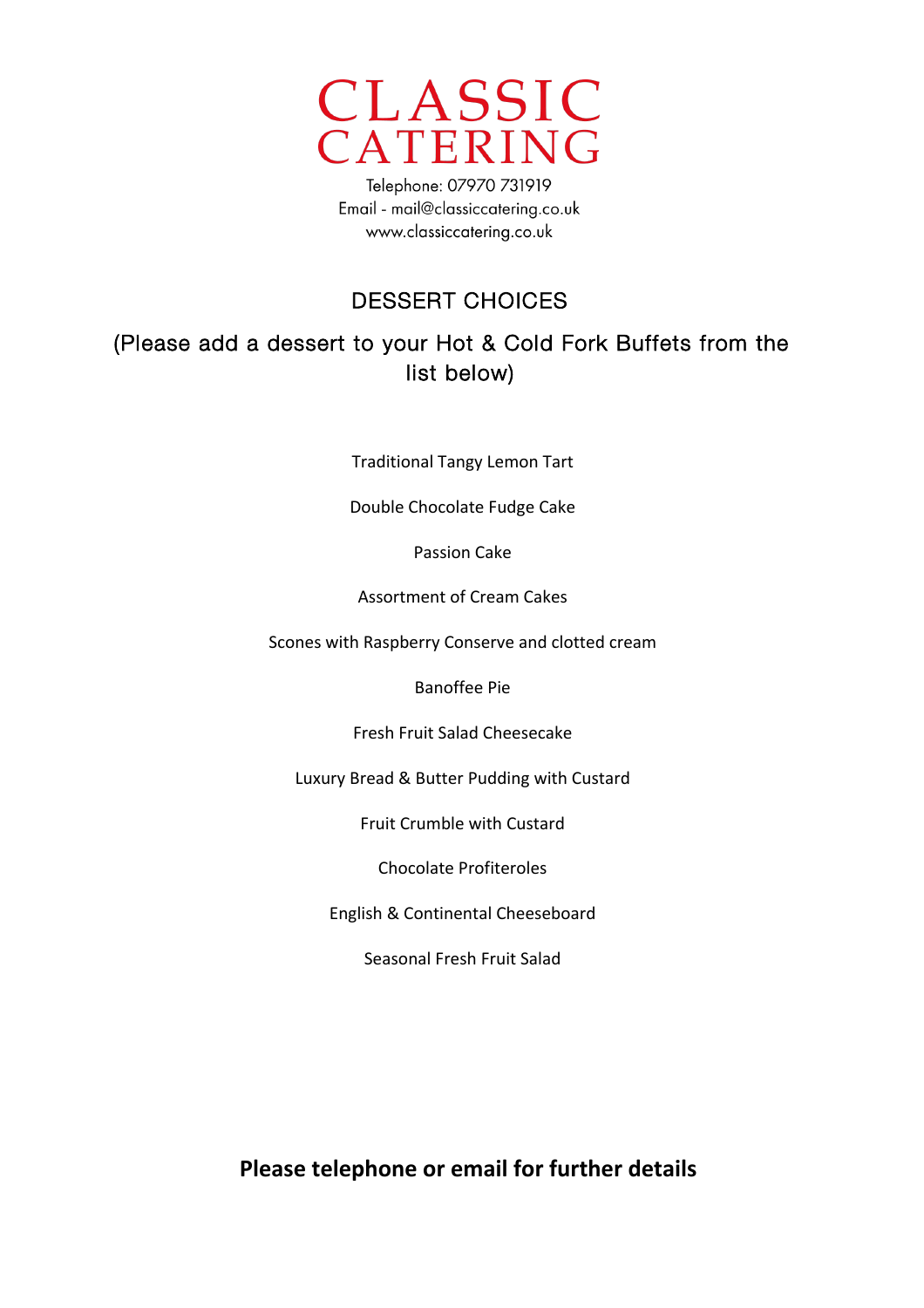# CLASSIC CATERING

Telephone: 07970 731919
Email - mail@classiccatering.co.uk
www.classiccatering.co.uk

## DESSERT CHOICES

### (Please add a dessert to your Hot & Cold Fork Buffets from the list below)

Traditional Tangy Lemon Tart

Double Chocolate Fudge Cake

Passion Cake

Assortment of Cream Cakes

Scones with Raspberry Conserve and clotted cream

Banoffee Pie

Fresh Fruit Salad Cheesecake

Luxury Bread & Butter Pudding with Custard

Fruit Crumble with Custard

Chocolate Profiteroles

English & Continental Cheeseboard

Seasonal Fresh Fruit Salad

**Please telephone or email for further details**